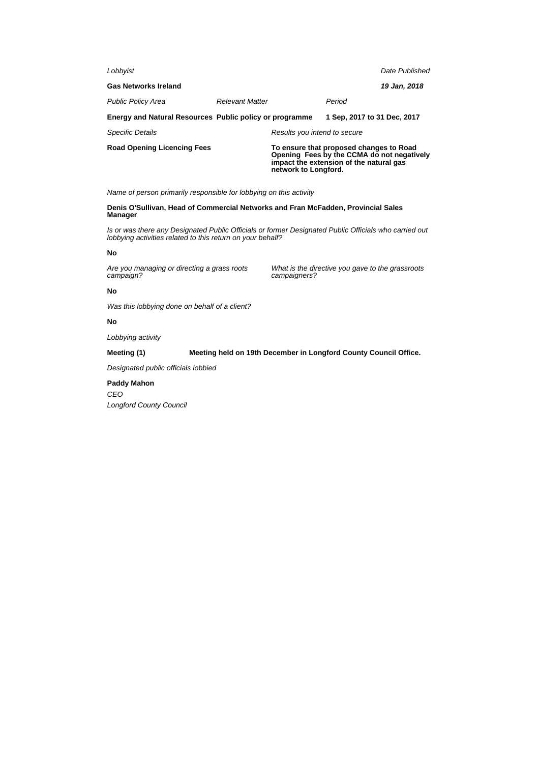*Lobbyist*

**Gas Networks Ireland**

*Date Published*

***19 Jan, 2018***

| *Public Policy Area* | *Relevant Matter* | *Period* |
|---|---|---|
| **Energy and Natural Resources** | **Public policy or programme** | **1 Sep, 2017 to 31 Dec, 2017** |

| *Specific Details* | *Results you intend to secure* |
|---|---|
| **Road Opening Licencing Fees** | **To ensure that proposed changes to Road Opening Fees by the CCMA do not negatively impact the extension of the natural gas network to Longford.** |

*Name of person primarily responsible for lobbying on this activity*

**Denis O'Sullivan, Head of Commercial Networks and Fran McFadden, Provincial Sales Manager**

*Is or was there any Designated Public Officials or former Designated Public Officials who carried out lobbying activities related to this return on your behalf?*

**No**

*Are you managing or directing a grass roots campaign?*

*What is the directive you gave to the grassroots campaigners?*

**No**

*Was this lobbying done on behalf of a client?*

**No**

*Lobbying activity*

**Meeting (1)** **Meeting held on 19th December in Longford County Council Office.**

*Designated public officials lobbied*

**Paddy Mahon**

*CEO*

*Longford County Council*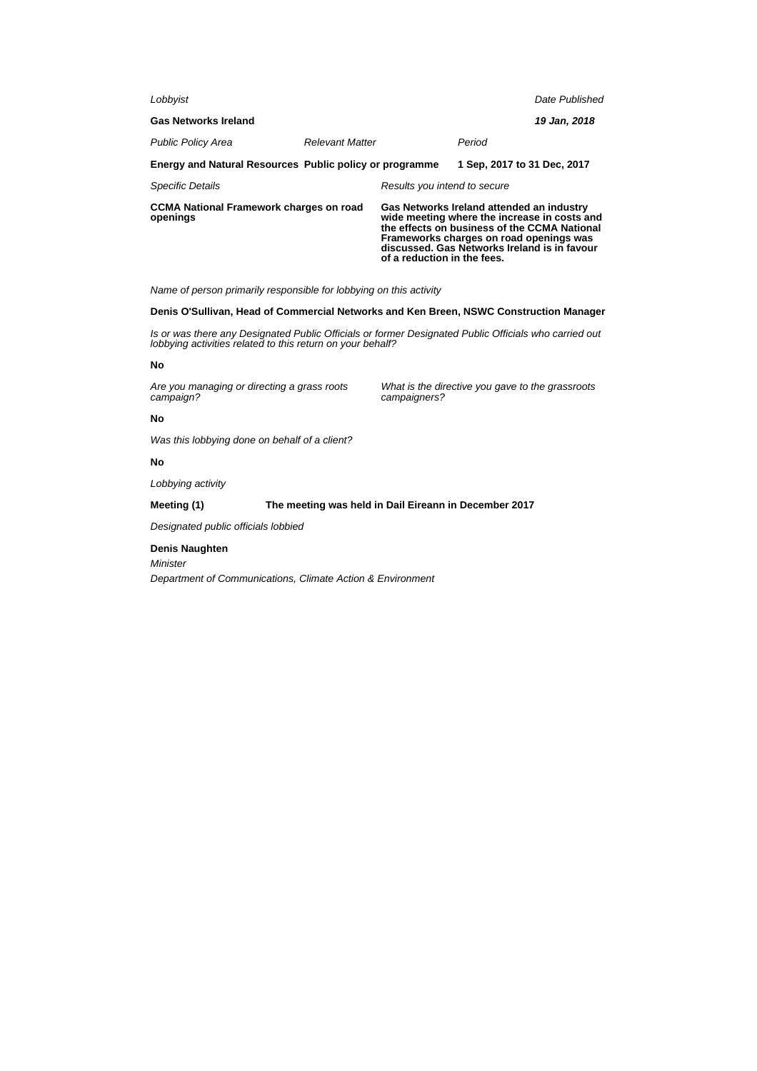*Lobbyist*

**Gas Networks Ireland**

*Date Published*

***19 Jan, 2018***

| *Public Policy Area* | *Relevant Matter* | *Period* |
| --- | --- | --- |
| **Energy and Natural Resources** | **Public policy or programme** | **1 Sep, 2017 to 31 Dec, 2017** |

| *Specific Details* | *Results you intend to secure* |
| --- | --- |
| **CCMA National Framework charges on road openings** | **Gas Networks Ireland attended an industry wide meeting where the increase in costs and the effects on business of the CCMA National Frameworks charges on road openings was discussed. Gas Networks Ireland is in favour of a reduction in the fees.** |

*Name of person primarily responsible for lobbying on this activity*

**Denis O'Sullivan, Head of Commercial Networks and Ken Breen, NSWC Construction Manager**

*Is or was there any Designated Public Officials or former Designated Public Officials who carried out lobbying activities related to this return on your behalf?*

**No**

*Are you managing or directing a grass roots campaign?*

**No**

*What is the directive you gave to the grassroots campaigners?*

*Was this lobbying done on behalf of a client?*

**No**

*Lobbying activity*

**Meeting (1)** **The meeting was held in Dail Eireann in December 2017**

*Designated public officials lobbied*

**Denis Naughten**

*Minister*

*Department of Communications, Climate Action & Environment*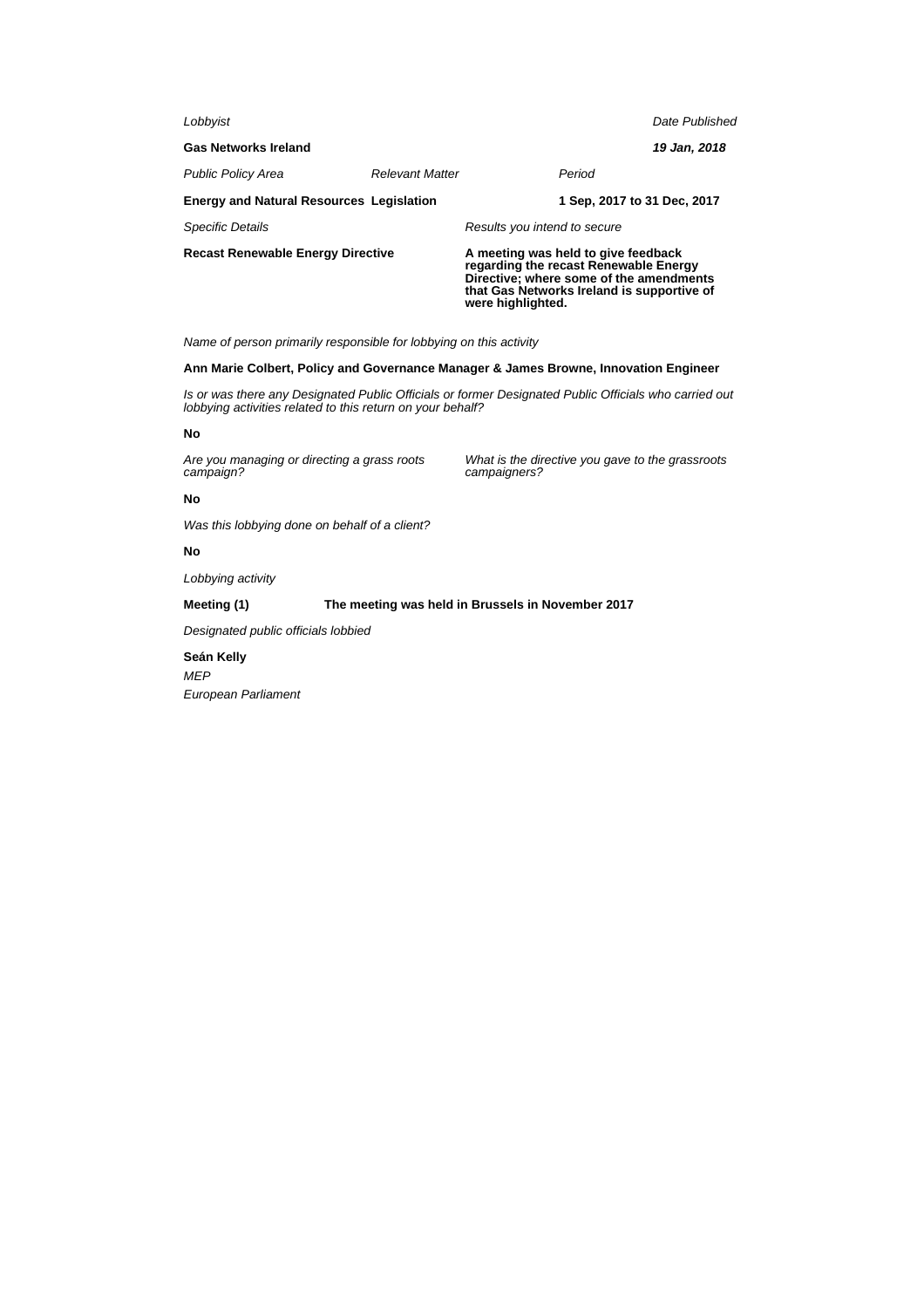*Lobbyist*

**Gas Networks Ireland**

*Date Published*

***19 Jan, 2018***

| *Public Policy Area* | *Relevant Matter* | *Period* |
|---|---|---|
| **Energy and Natural Resources** | **Legislation** | **1 Sep, 2017 to 31 Dec, 2017** |

*Specific Details*

**Recast Renewable Energy Directive**

*Results you intend to secure*

**A meeting was held to give feedback regarding the recast Renewable Energy Directive; where some of the amendments that Gas Networks Ireland is supportive of were highlighted.**

*Name of person primarily responsible for lobbying on this activity*

**Ann Marie Colbert, Policy and Governance Manager & James Browne, Innovation Engineer**

*Is or was there any Designated Public Officials or former Designated Public Officials who carried out lobbying activities related to this return on your behalf?*

**No**

*Are you managing or directing a grass roots campaign?*

**No**

*What is the directive you gave to the grassroots campaigners?*

*Was this lobbying done on behalf of a client?*

**No**

*Lobbying activity*

**Meeting (1)** **The meeting was held in Brussels in November 2017**

*Designated public officials lobbied*

**Seán Kelly**

*MEP*

*European Parliament*